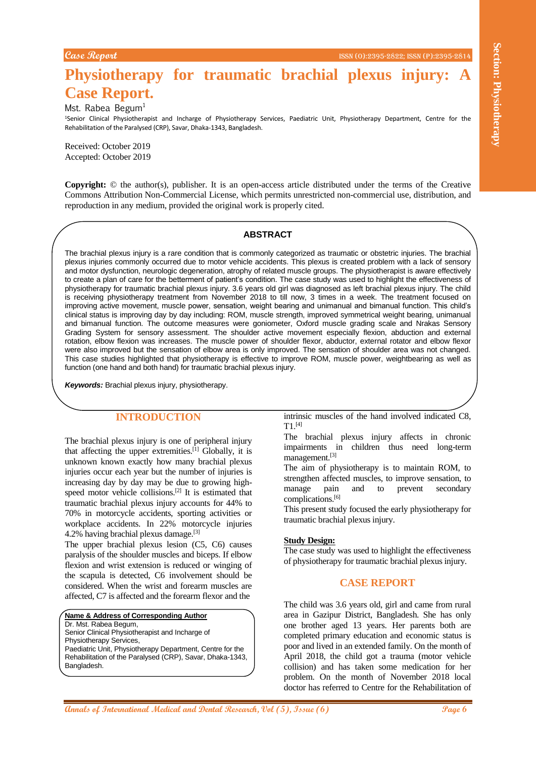Case Report

ISSN (O):2395-2822; ISSN (P):2395-2814

# Physiotherapy for traumatic brachial plexus injury: A Case Report.

Mst. Rabea Begum[1]

[1]Senior Clinical Physiotherapist and Incharge of Physiotherapy Services, Paediatric Unit, Physiotherapy Department, Centre for the Rehabilitation of the Paralysed (CRP), Savar, Dhaka-1343, Bangladesh.

Received: October 2019
Accepted: October 2019

**Copyright:** © the author(s), publisher. It is an open-access article distributed under the terms of the Creative Commons Attribution Non-Commercial License, which permits unrestricted non-commercial use, distribution, and reproduction in any medium, provided the original work is properly cited.

## ABSTRACT

The brachial plexus injury is a rare condition that is commonly categorized as traumatic or obstetric injuries. The brachial plexus injuries commonly occurred due to motor vehicle accidents. This plexus is created problem with a lack of sensory and motor dysfunction, neurologic degeneration, atrophy of related muscle groups. The physiotherapist is aware effectively to create a plan of care for the betterment of patient's condition. The case study was used to highlight the effectiveness of physiotherapy for traumatic brachial plexus injury. 3.6 years old girl was diagnosed as left brachial plexus injury. The child is receiving physiotherapy treatment from November 2018 to till now, 3 times in a week. The treatment focused on improving active movement, muscle power, sensation, weight bearing and unimanual and bimanual function. This child's clinical status is improving day by day including: ROM, muscle strength, improved symmetrical weight bearing, unimanual and bimanual function. The outcome measures were goniometer, Oxford muscle grading scale and Nrakas Sensory Grading System for sensory assessment. The shoulder active movement especially flexion, abduction and external rotation, elbow flexion was increases. The muscle power of shoulder flexor, abductor, external rotator and elbow flexor were also improved but the sensation of elbow area is only improved. The sensation of shoulder area was not changed. This case studies highlighted that physiotherapy is effective to improve ROM, muscle power, weightbearing as well as function (one hand and both hand) for traumatic brachial plexus injury.

***Keywords:*** Brachial plexus injury, physiotherapy.

## INTRODUCTION

The brachial plexus injury is one of peripheral injury that affecting the upper extremities.[1] Globally, it is unknown known exactly how many brachial plexus injuries occur each year but the number of injuries is increasing day by day may be due to growing high-speed motor vehicle collisions.[2] It is estimated that traumatic brachial plexus injury accounts for 44% to 70% in motorcycle accidents, sporting activities or workplace accidents. In 22% motorcycle injuries 4.2% having brachial plexus damage.[3]

The upper brachial plexus lesion (C5, C6) causes paralysis of the shoulder muscles and biceps. If elbow flexion and wrist extension is reduced or winging of the scapula is detected, C6 involvement should be considered. When the wrist and forearm muscles are affected, C7 is affected and the forearm flexor and the intrinsic muscles of the hand involved indicated C8, T1.[4]

The brachial plexus injury affects in chronic impairments in children thus need long-term management.[3]

The aim of physiotherapy is to maintain ROM, to strengthen affected muscles, to improve sensation, to manage pain and to prevent secondary complications.[6]

This present study focused the early physiotherapy for traumatic brachial plexus injury.

**Name & Address of Corresponding Author**
Dr. Mst. Rabea Begum,
Senior Clinical Physiotherapist and Incharge of Physiotherapy Services,
Paediatric Unit, Physiotherapy Department, Centre for the Rehabilitation of the Paralysed (CRP), Savar, Dhaka-1343, Bangladesh.

### Study Design:

The case study was used to highlight the effectiveness of physiotherapy for traumatic brachial plexus injury.

## CASE REPORT

The child was 3.6 years old, girl and came from rural area in Gazipur District, Bangladesh. She has only one brother aged 13 years. Her parents both are completed primary education and economic status is poor and lived in an extended family. On the month of April 2018, the child got a trauma (motor vehicle collision) and has taken some medication for her problem. On the month of November 2018 local doctor has referred to Centre for the Rehabilitation of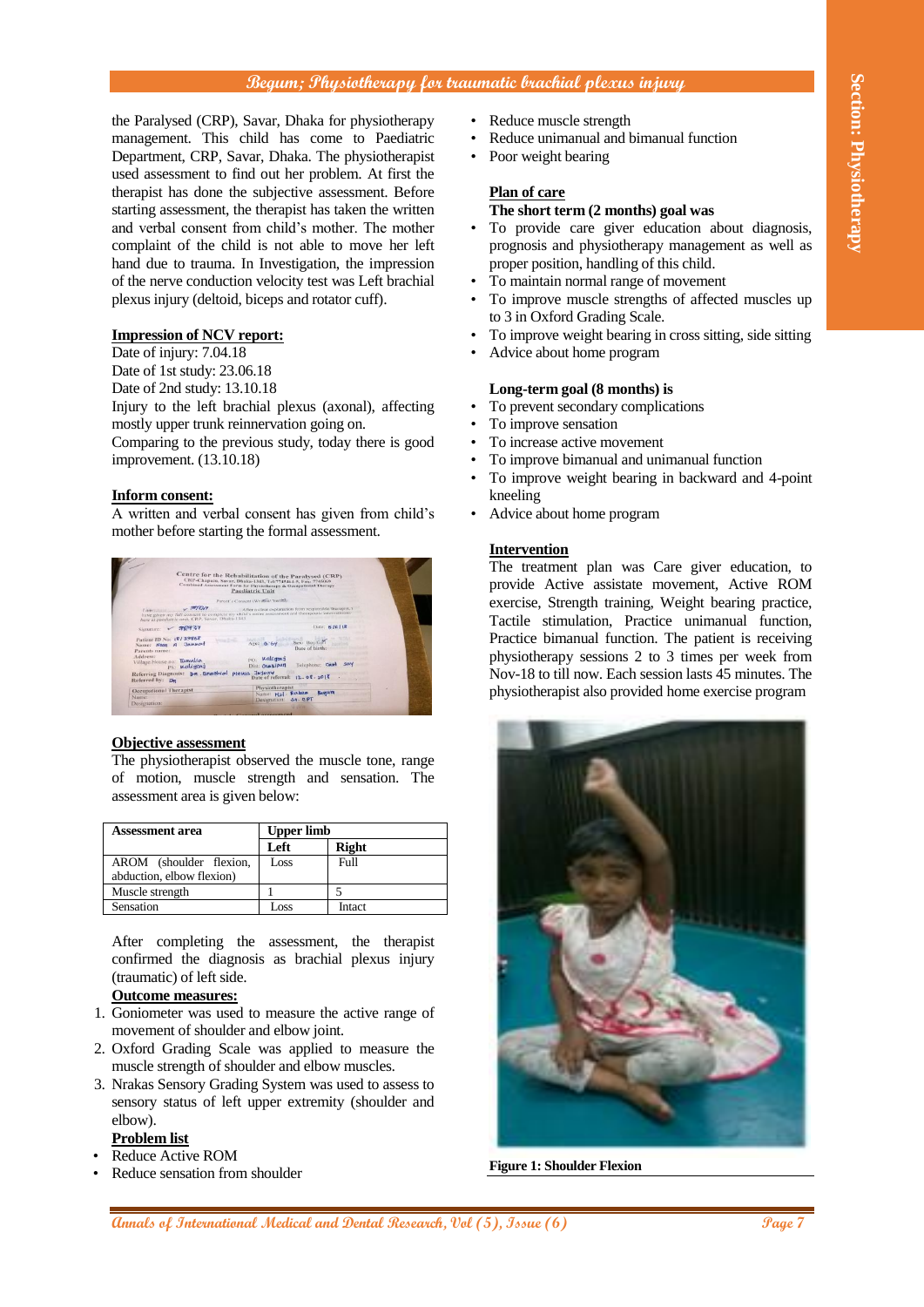the Paralysed (CRP), Savar, Dhaka for physiotherapy management. This child has come to Paediatric Department, CRP, Savar, Dhaka. The physiotherapist used assessment to find out her problem. At first the therapist has done the subjective assessment. Before starting assessment, the therapist has taken the written and verbal consent from child's mother. The mother complaint of the child is not able to move her left hand due to trauma. In Investigation, the impression of the nerve conduction velocity test was Left brachial plexus injury (deltoid, biceps and rotator cuff).

**Impression of NCV report:**

Date of injury: 7.04.18
Date of 1st study: 23.06.18
Date of 2nd study: 13.10.18
Injury to the left brachial plexus (axonal), affecting mostly upper trunk reinnervation going on.
Comparing to the previous study, today there is good improvement. (13.10.18)

**Inform consent:**

A written and verbal consent has given from child's mother before starting the formal assessment.

**Objective assessment**

The physiotherapist observed the muscle tone, range of motion, muscle strength and sensation. The assessment area is given below:

| Assessment area | Upper limb | |
|---|---|---|
| | Left | Right |
| AROM (shoulder flexion, abduction, elbow flexion) | Loss | Full |
| Muscle strength | 1 | 5 |
| Sensation | Loss | Intact |

After completing the assessment, the therapist confirmed the diagnosis as brachial plexus injury (traumatic) of left side.

**Outcome measures:**

1. Goniometer was used to measure the active range of movement of shoulder and elbow joint.
2. Oxford Grading Scale was applied to measure the muscle strength of shoulder and elbow muscles.
3. Nrakas Sensory Grading System was used to assess to sensory status of left upper extremity (shoulder and elbow).

**Problem list**

- Reduce Active ROM
- Reduce sensation from shoulder
- Reduce muscle strength
- Reduce unimanual and bimanual function
- Poor weight bearing

**Plan of care**

**The short term (2 months) goal was**

- To provide care giver education about diagnosis, prognosis and physiotherapy management as well as proper position, handling of this child.
- To maintain normal range of movement
- To improve muscle strengths of affected muscles up to 3 in Oxford Grading Scale.
- To improve weight bearing in cross sitting, side sitting
- Advice about home program

**Long-term goal (8 months) is**

- To prevent secondary complications
- To improve sensation
- To increase active movement
- To improve bimanual and unimanual function
- To improve weight bearing in backward and 4-point kneeling
- Advice about home program

**Intervention**

The treatment plan was Care giver education, to provide Active assistate movement, Active ROM exercise, Strength training, Weight bearing practice, Tactile stimulation, Practice unimanual function, Practice bimanual function. The patient is receiving physiotherapy sessions 2 to 3 times per week from Nov-18 to till now. Each session lasts 45 minutes. The physiotherapist also provided home exercise program

**Figure 1: Shoulder Flexion**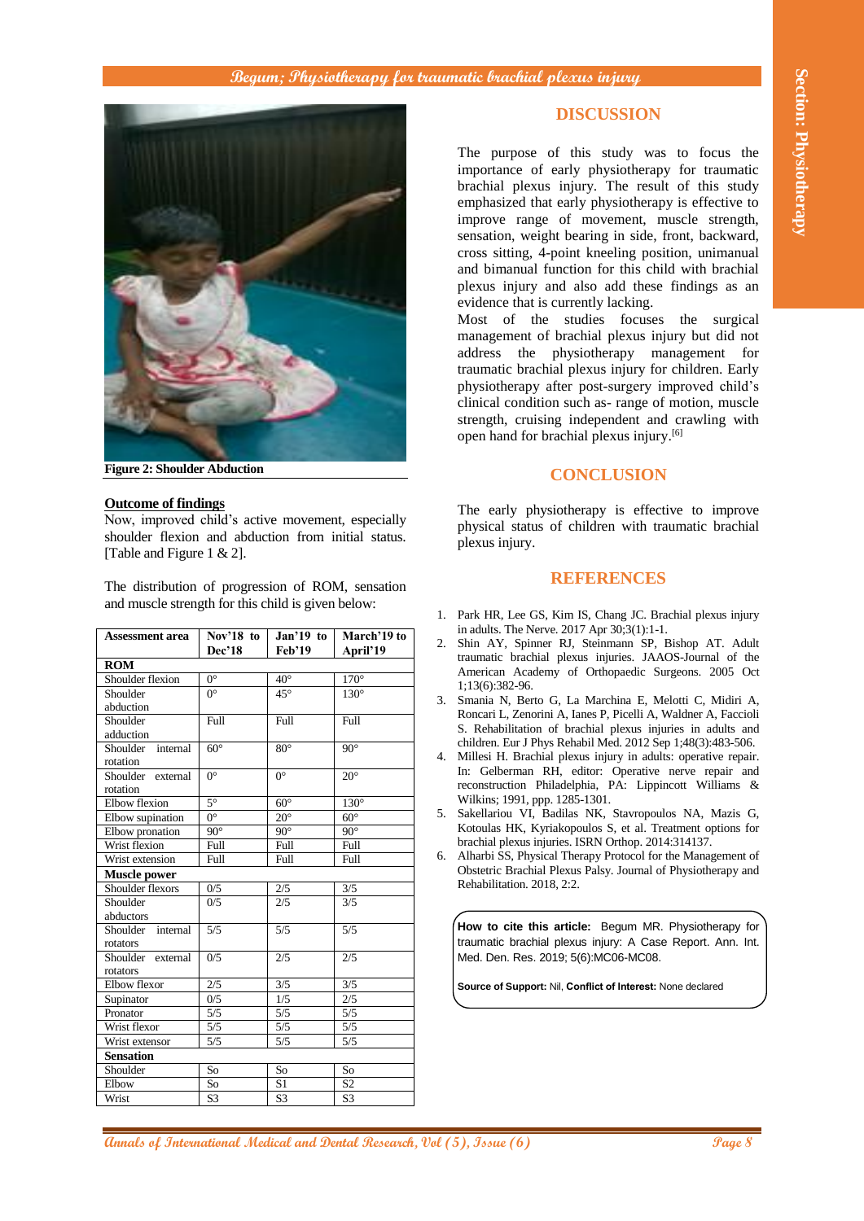Figure 2: Shoulder Abduction

**Outcome of findings**

Now, improved child's active movement, especially shoulder flexion and abduction from initial status. [Table and Figure 1 & 2].

The distribution of progression of ROM, sensation and muscle strength for this child is given below:

| Assessment area | Nov'18 to Dec'18 | Jan'19 to Feb'19 | March'19 to April'19 |
|---|---|---|---|
| **ROM** | | | |
| Shoulder flexion | 0° | 40° | 170° |
| Shoulder abduction | 0° | 45° | 130° |
| Shoulder adduction | Full | Full | Full |
| Shoulder internal rotation | 60° | 80° | 90° |
| Shoulder external rotation | 0° | 0° | 20° |
| Elbow flexion | 5° | 60° | 130° |
| Elbow supination | 0° | 20° | 60° |
| Elbow pronation | 90° | 90° | 90° |
| Wrist flexion | Full | Full | Full |
| Wrist extension | Full | Full | Full |
| **Muscle power** | | | |
| Shoulder flexors | 0/5 | 2/5 | 3/5 |
| Shoulder abductors | 0/5 | 2/5 | 3/5 |
| Shoulder internal rotators | 5/5 | 5/5 | 5/5 |
| Shoulder external rotators | 0/5 | 2/5 | 2/5 |
| Elbow flexor | 2/5 | 3/5 | 3/5 |
| Supinator | 0/5 | 1/5 | 2/5 |
| Pronator | 5/5 | 5/5 | 5/5 |
| Wrist flexor | 5/5 | 5/5 | 5/5 |
| Wrist extensor | 5/5 | 5/5 | 5/5 |
| **Sensation** | | | |
| Shoulder | So | So | So |
| Elbow | So | S1 | S2 |
| Wrist | S3 | S3 | S3 |

## DISCUSSION

The purpose of this study was to focus the importance of early physiotherapy for traumatic brachial plexus injury. The result of this study emphasized that early physiotherapy is effective to improve range of movement, muscle strength, sensation, weight bearing in side, front, backward, cross sitting, 4-point kneeling position, unimanual and bimanual function for this child with brachial plexus injury and also add these findings as an evidence that is currently lacking.

Most of the studies focuses the surgical management of brachial plexus injury but did not address the physiotherapy management for traumatic brachial plexus injury for children. Early physiotherapy after post-surgery improved child's clinical condition such as- range of motion, muscle strength, cruising independent and crawling with open hand for brachial plexus injury.[6]

## CONCLUSION

The early physiotherapy is effective to improve physical status of children with traumatic brachial plexus injury.

## REFERENCES

1. Park HR, Lee GS, Kim IS, Chang JC. Brachial plexus injury in adults. The Nerve. 2017 Apr 30;3(1):1-1.
2. Shin AY, Spinner RJ, Steinmann SP, Bishop AT. Adult traumatic brachial plexus injuries. JAAOS-Journal of the American Academy of Orthopaedic Surgeons. 2005 Oct 1;13(6):382-96.
3. Smania N, Berto G, La Marchina E, Melotti C, Midiri A, Roncari L, Zenorini A, Ianes P, Picelli A, Waldner A, Faccioli S. Rehabilitation of brachial plexus injuries in adults and children. Eur J Phys Rehabil Med. 2012 Sep 1;48(3):483-506.
4. Millesi H. Brachial plexus injury in adults: operative repair. In: Gelberman RH, editor: Operative nerve repair and reconstruction Philadelphia, PA: Lippincott Williams & Wilkins; 1991, ppp. 1285-1301.
5. Sakellariou VI, Badilas NK, Stavropoulos NA, Mazis G, Kotoulas HK, Kyriakopoulos S, et al. Treatment options for brachial plexus injuries. ISRN Orthop. 2014:314137.
6. Alharbi SS, Physical Therapy Protocol for the Management of Obstetric Brachial Plexus Palsy. Journal of Physiotherapy and Rehabilitation. 2018, 2:2.

**How to cite this article:** Begum MR. Physiotherapy for traumatic brachial plexus injury: A Case Report. Ann. Int. Med. Den. Res. 2019; 5(6):MC06-MC08.

**Source of Support:** Nil, **Conflict of Interest:** None declared